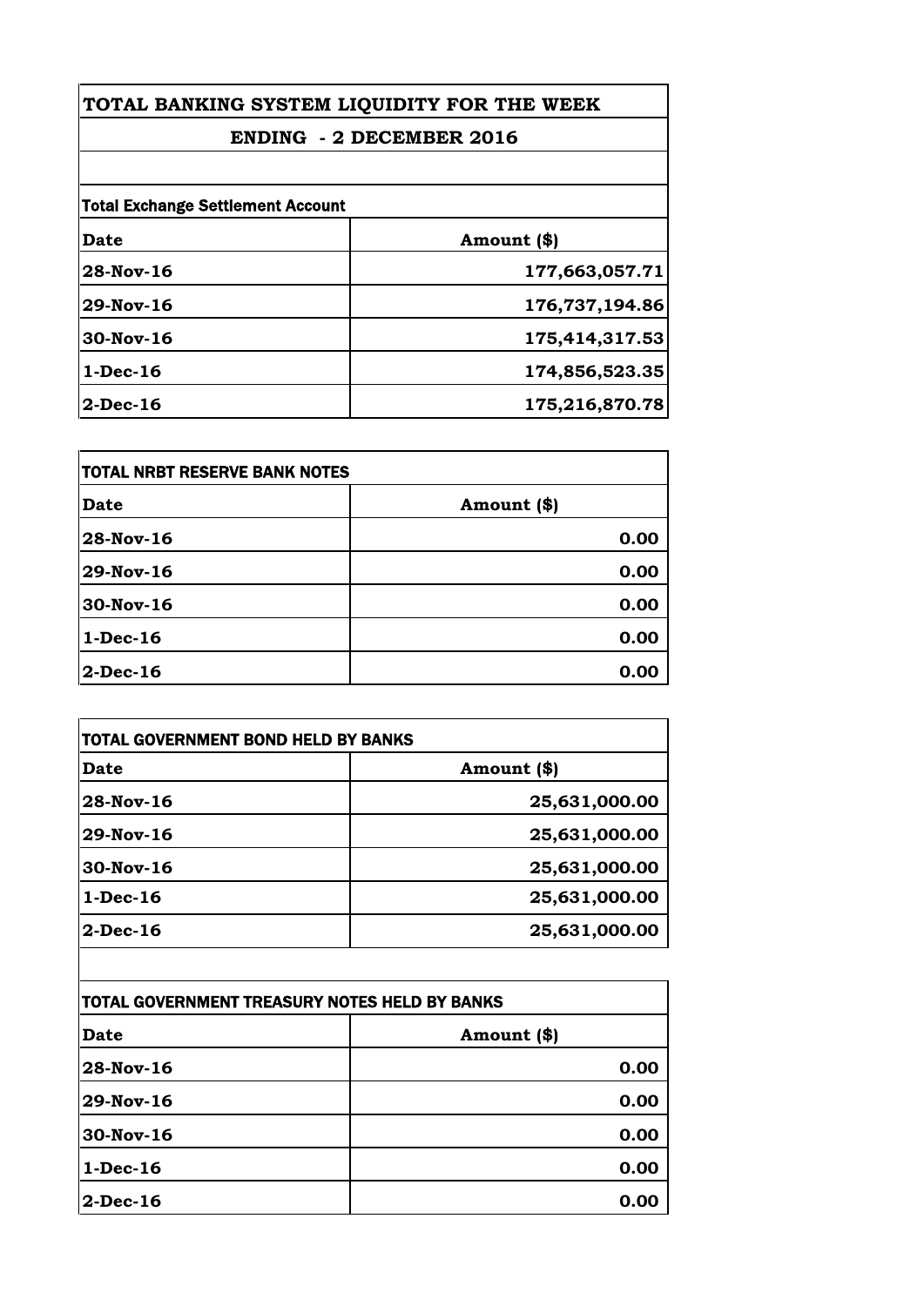# TOTAL BANKING SYSTEM LIQUIDITY FOR THE WEEK

## ENDING - 2 DECEMBER 2016

**Total Exchange Settlement Account**

| Date | Amount ($) |
|---|---|
| 28-Nov-16 | 177,663,057.71 |
| 29-Nov-16 | 176,737,194.86 |
| 30-Nov-16 | 175,414,317.53 |
| 1-Dec-16 | 174,856,523.35 |
| 2-Dec-16 | 175,216,870.78 |

**TOTAL NRBT RESERVE BANK NOTES**

| Date | Amount ($) |
|---|---|
| 28-Nov-16 | 0.00 |
| 29-Nov-16 | 0.00 |
| 30-Nov-16 | 0.00 |
| 1-Dec-16 | 0.00 |
| 2-Dec-16 | 0.00 |

**TOTAL GOVERNMENT BOND HELD BY BANKS**

| Date | Amount ($) |
|---|---|
| 28-Nov-16 | 25,631,000.00 |
| 29-Nov-16 | 25,631,000.00 |
| 30-Nov-16 | 25,631,000.00 |
| 1-Dec-16 | 25,631,000.00 |
| 2-Dec-16 | 25,631,000.00 |

**TOTAL GOVERNMENT TREASURY NOTES HELD BY BANKS**

| Date | Amount ($) |
|---|---|
| 28-Nov-16 | 0.00 |
| 29-Nov-16 | 0.00 |
| 30-Nov-16 | 0.00 |
| 1-Dec-16 | 0.00 |
| 2-Dec-16 | 0.00 |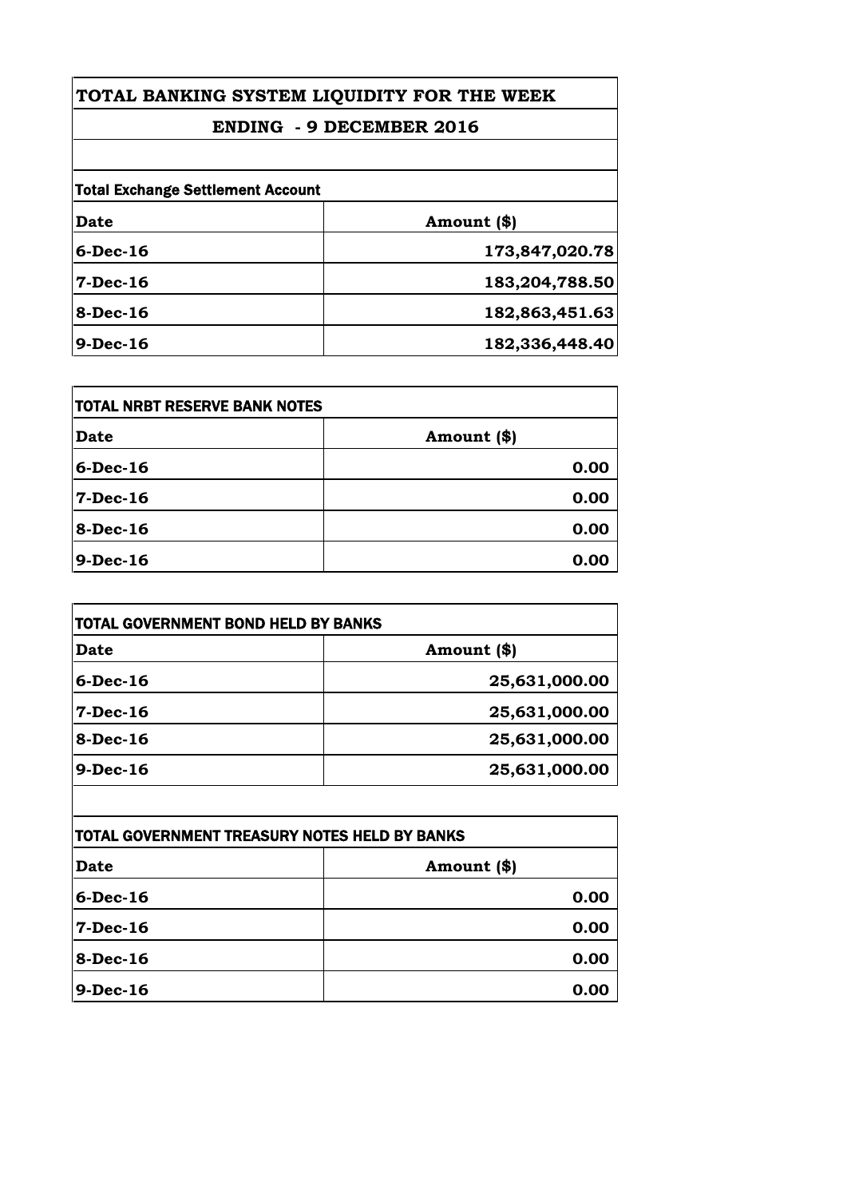# TOTAL BANKING SYSTEM LIQUIDITY FOR THE WEEK

## ENDING - 9 DECEMBER 2016

**Total Exchange Settlement Account**

| Date | Amount ($) |
|---|---|
| 6-Dec-16 | 173,847,020.78 |
| 7-Dec-16 | 183,204,788.50 |
| 8-Dec-16 | 182,863,451.63 |
| 9-Dec-16 | 182,336,448.40 |

**TOTAL NRBT RESERVE BANK NOTES**

| Date | Amount ($) |
|---|---|
| 6-Dec-16 | 0.00 |
| 7-Dec-16 | 0.00 |
| 8-Dec-16 | 0.00 |
| 9-Dec-16 | 0.00 |

**TOTAL GOVERNMENT BOND HELD BY BANKS**

| Date | Amount ($) |
|---|---|
| 6-Dec-16 | 25,631,000.00 |
| 7-Dec-16 | 25,631,000.00 |
| 8-Dec-16 | 25,631,000.00 |
| 9-Dec-16 | 25,631,000.00 |

**TOTAL GOVERNMENT TREASURY NOTES HELD BY BANKS**

| Date | Amount ($) |
|---|---|
| 6-Dec-16 | 0.00 |
| 7-Dec-16 | 0.00 |
| 8-Dec-16 | 0.00 |
| 9-Dec-16 | 0.00 |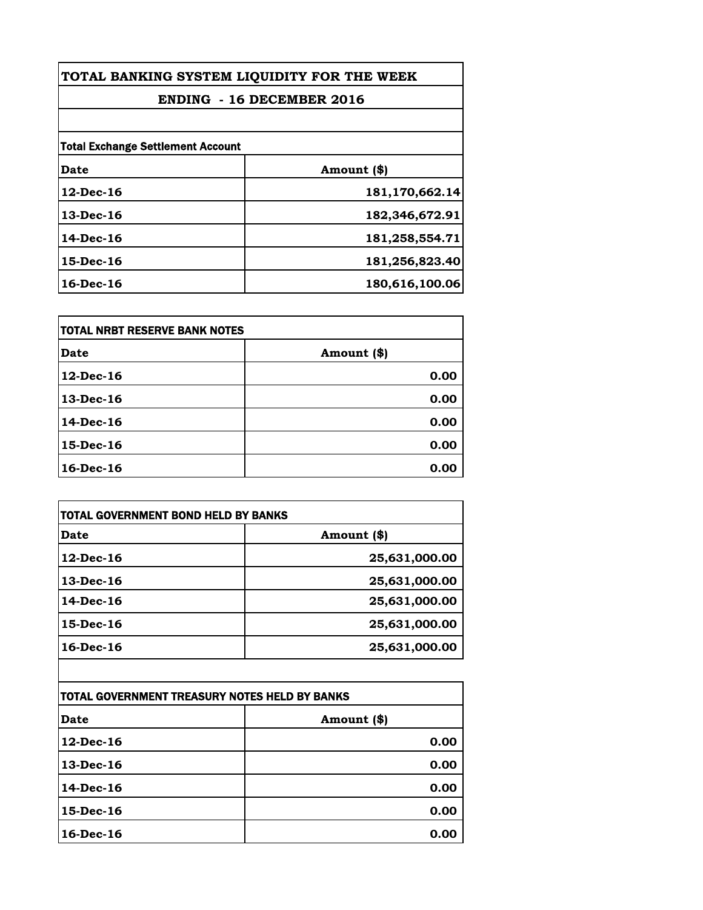# TOTAL BANKING SYSTEM LIQUIDITY FOR THE WEEK

## ENDING - 16 DECEMBER 2016

| Total Exchange Settlement Account | |
|---|---|
| **Date** | **Amount ($)** |
| 12-Dec-16 | 181,170,662.14 |
| 13-Dec-16 | 182,346,672.91 |
| 14-Dec-16 | 181,258,554.71 |
| 15-Dec-16 | 181,256,823.40 |
| 16-Dec-16 | 180,616,100.06 |

| TOTAL NRBT RESERVE BANK NOTES | |
|---|---|
| **Date** | **Amount ($)** |
| 12-Dec-16 | 0.00 |
| 13-Dec-16 | 0.00 |
| 14-Dec-16 | 0.00 |
| 15-Dec-16 | 0.00 |
| 16-Dec-16 | 0.00 |

| TOTAL GOVERNMENT BOND HELD BY BANKS | |
|---|---|
| **Date** | **Amount ($)** |
| 12-Dec-16 | 25,631,000.00 |
| 13-Dec-16 | 25,631,000.00 |
| 14-Dec-16 | 25,631,000.00 |
| 15-Dec-16 | 25,631,000.00 |
| 16-Dec-16 | 25,631,000.00 |

| TOTAL GOVERNMENT TREASURY NOTES HELD BY BANKS | |
|---|---|
| **Date** | **Amount ($)** |
| 12-Dec-16 | 0.00 |
| 13-Dec-16 | 0.00 |
| 14-Dec-16 | 0.00 |
| 15-Dec-16 | 0.00 |
| 16-Dec-16 | 0.00 |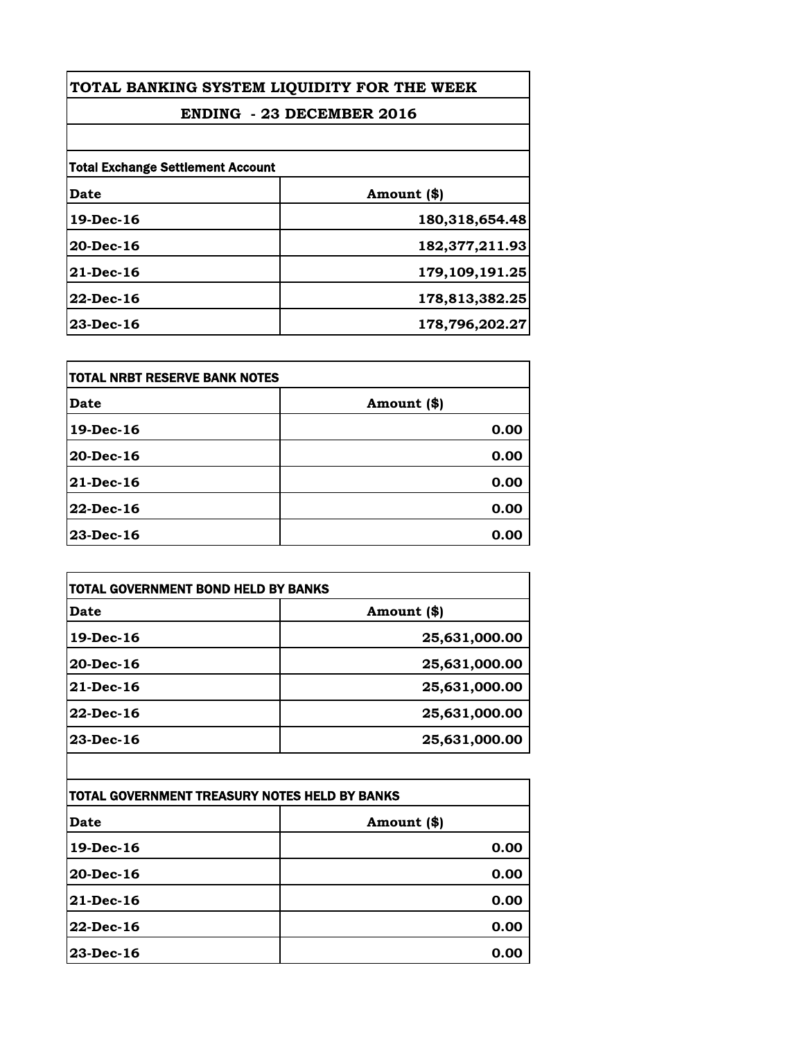# TOTAL BANKING SYSTEM LIQUIDITY FOR THE WEEK

## ENDING - 23 DECEMBER 2016

**Total Exchange Settlement Account**

| Date | Amount ($) |
|---|---|
| 19-Dec-16 | 180,318,654.48 |
| 20-Dec-16 | 182,377,211.93 |
| 21-Dec-16 | 179,109,191.25 |
| 22-Dec-16 | 178,813,382.25 |
| 23-Dec-16 | 178,796,202.27 |

**TOTAL NRBT RESERVE BANK NOTES**

| Date | Amount ($) |
|---|---|
| 19-Dec-16 | 0.00 |
| 20-Dec-16 | 0.00 |
| 21-Dec-16 | 0.00 |
| 22-Dec-16 | 0.00 |
| 23-Dec-16 | 0.00 |

**TOTAL GOVERNMENT BOND HELD BY BANKS**

| Date | Amount ($) |
|---|---|
| 19-Dec-16 | 25,631,000.00 |
| 20-Dec-16 | 25,631,000.00 |
| 21-Dec-16 | 25,631,000.00 |
| 22-Dec-16 | 25,631,000.00 |
| 23-Dec-16 | 25,631,000.00 |

**TOTAL GOVERNMENT TREASURY NOTES HELD BY BANKS**

| Date | Amount ($) |
|---|---|
| 19-Dec-16 | 0.00 |
| 20-Dec-16 | 0.00 |
| 21-Dec-16 | 0.00 |
| 22-Dec-16 | 0.00 |
| 23-Dec-16 | 0.00 |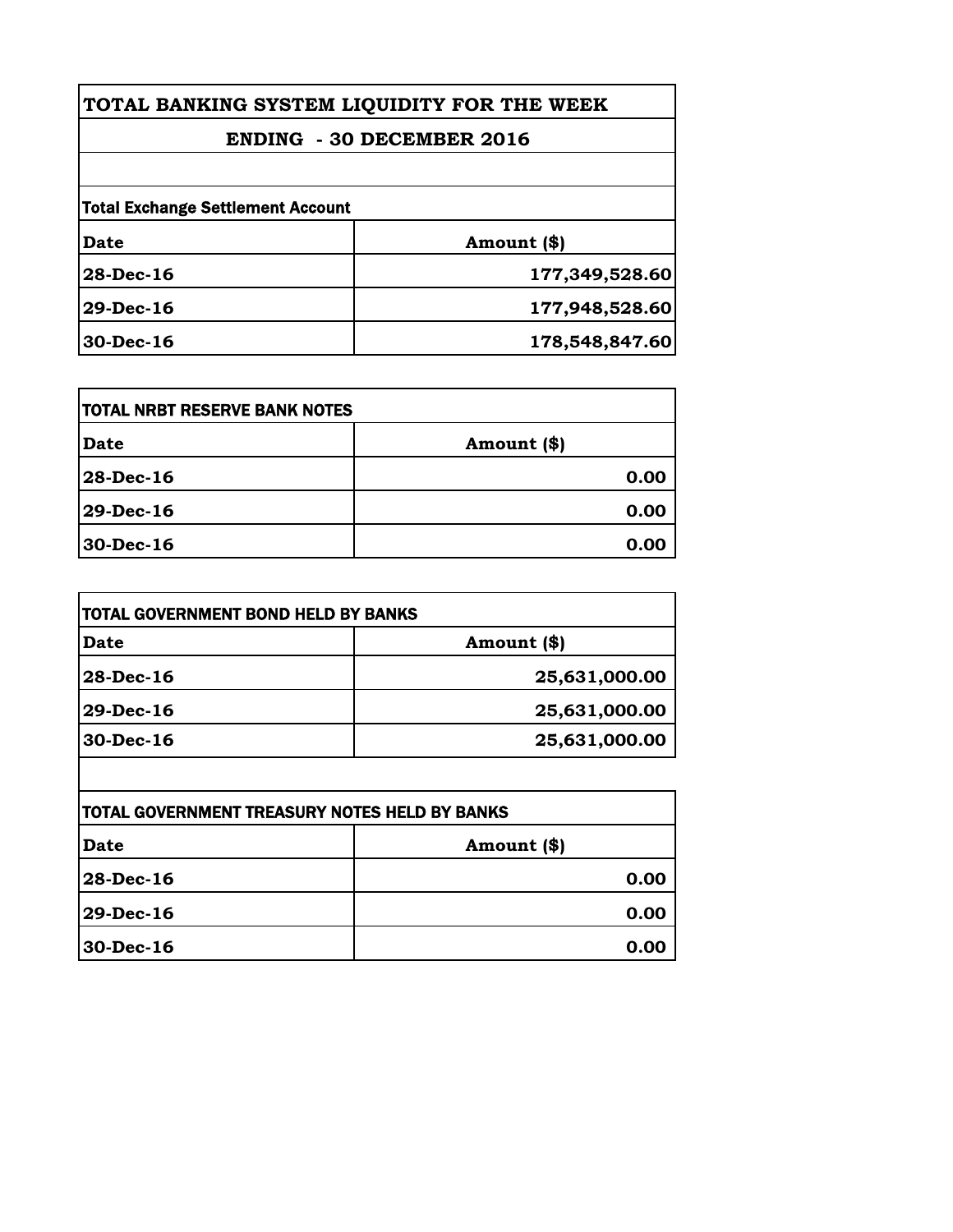# TOTAL BANKING SYSTEM LIQUIDITY FOR THE WEEK

## ENDING - 30 DECEMBER 2016

**Total Exchange Settlement Account**

| Date | Amount ($) |
|---|---|
| 28-Dec-16 | 177,349,528.60 |
| 29-Dec-16 | 177,948,528.60 |
| 30-Dec-16 | 178,548,847.60 |

**TOTAL NRBT RESERVE BANK NOTES**

| Date | Amount ($) |
|---|---|
| 28-Dec-16 | 0.00 |
| 29-Dec-16 | 0.00 |
| 30-Dec-16 | 0.00 |

**TOTAL GOVERNMENT BOND HELD BY BANKS**

| Date | Amount ($) |
|---|---|
| 28-Dec-16 | 25,631,000.00 |
| 29-Dec-16 | 25,631,000.00 |
| 30-Dec-16 | 25,631,000.00 |

**TOTAL GOVERNMENT TREASURY NOTES HELD BY BANKS**

| Date | Amount ($) |
|---|---|
| 28-Dec-16 | 0.00 |
| 29-Dec-16 | 0.00 |
| 30-Dec-16 | 0.00 |